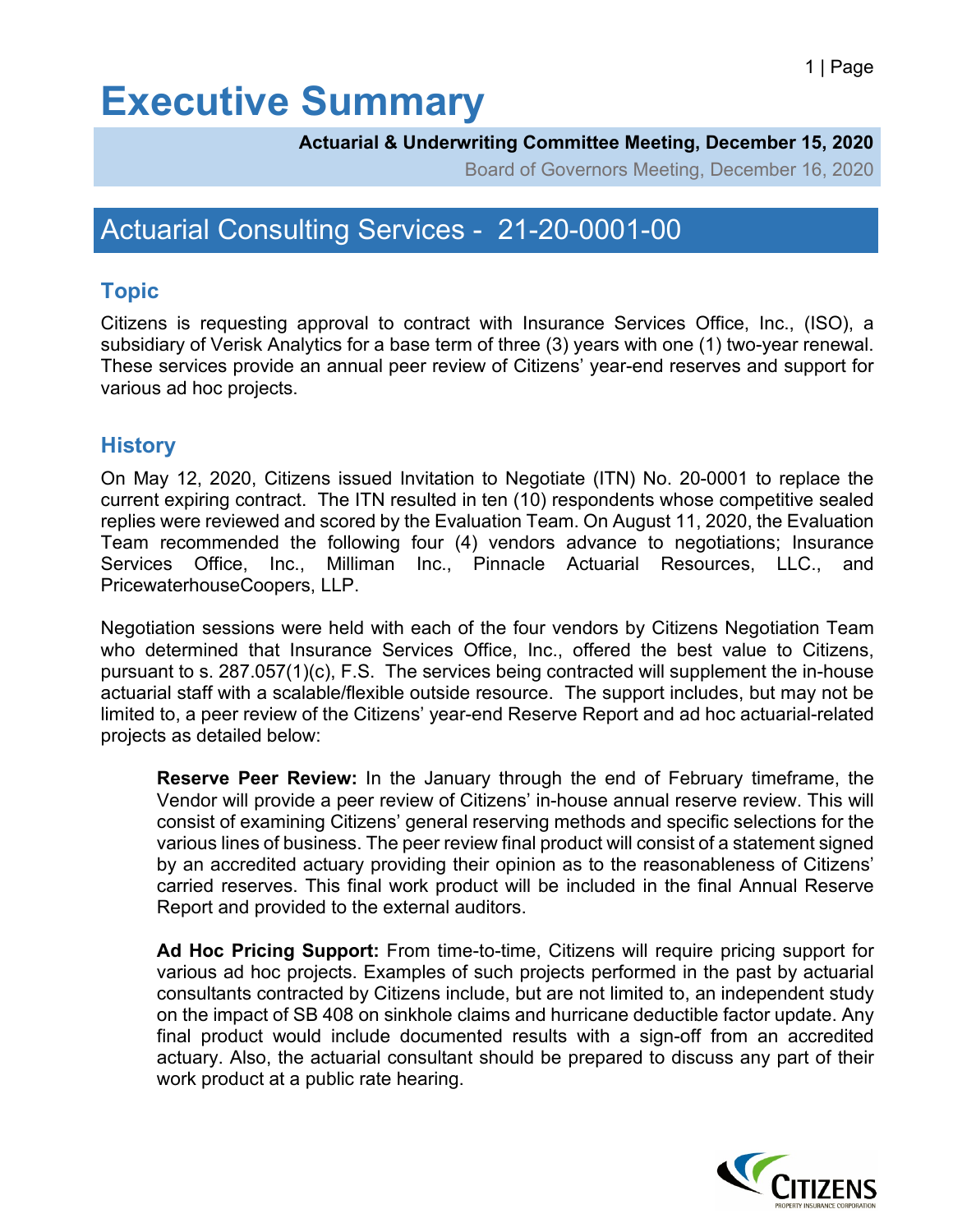# Executive Summary

**Actuarial & Underwriting Committee Meeting, December 15, 2020**

Board of Governors Meeting, December 16, 2020

## Actuarial Consulting Services - 21-20-0001-00

### Topic

Citizens is requesting approval to contract with Insurance Services Office, Inc., (ISO), a subsidiary of Verisk Analytics for a base term of three (3) years with one (1) two-year renewal. These services provide an annual peer review of Citizens' year-end reserves and support for various ad hoc projects.

### History

On May 12, 2020, Citizens issued Invitation to Negotiate (ITN) No. 20-0001 to replace the current expiring contract. The ITN resulted in ten (10) respondents whose competitive sealed replies were reviewed and scored by the Evaluation Team. On August 11, 2020, the Evaluation Team recommended the following four (4) vendors advance to negotiations; Insurance Services Office, Inc., Milliman Inc., Pinnacle Actuarial Resources, LLC., and PricewaterhouseCoopers, LLP.

Negotiation sessions were held with each of the four vendors by Citizens Negotiation Team who determined that Insurance Services Office, Inc., offered the best value to Citizens, pursuant to s. 287.057(1)(c), F.S. The services being contracted will supplement the in-house actuarial staff with a scalable/flexible outside resource. The support includes, but may not be limited to, a peer review of the Citizens' year-end Reserve Report and ad hoc actuarial-related projects as detailed below:

**Reserve Peer Review:** In the January through the end of February timeframe, the Vendor will provide a peer review of Citizens' in-house annual reserve review. This will consist of examining Citizens' general reserving methods and specific selections for the various lines of business. The peer review final product will consist of a statement signed by an accredited actuary providing their opinion as to the reasonableness of Citizens' carried reserves. This final work product will be included in the final Annual Reserve Report and provided to the external auditors.

**Ad Hoc Pricing Support:** From time-to-time, Citizens will require pricing support for various ad hoc projects. Examples of such projects performed in the past by actuarial consultants contracted by Citizens include, but are not limited to, an independent study on the impact of SB 408 on sinkhole claims and hurricane deductible factor update. Any final product would include documented results with a sign-off from an accredited actuary. Also, the actuarial consultant should be prepared to discuss any part of their work product at a public rate hearing.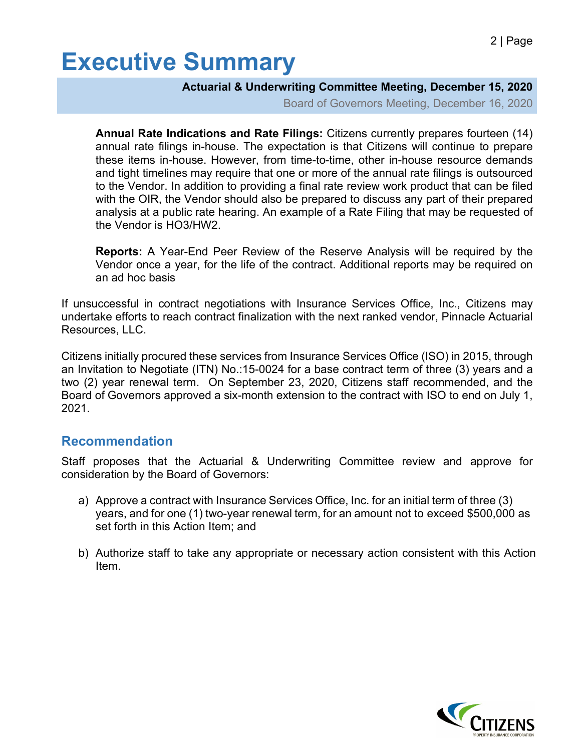# Executive Summary

**Actuarial & Underwriting Committee Meeting, December 15, 2020**

Board of Governors Meeting, December 16, 2020

**Annual Rate Indications and Rate Filings:** Citizens currently prepares fourteen (14) annual rate filings in-house. The expectation is that Citizens will continue to prepare these items in-house. However, from time-to-time, other in-house resource demands and tight timelines may require that one or more of the annual rate filings is outsourced to the Vendor. In addition to providing a final rate review work product that can be filed with the OIR, the Vendor should also be prepared to discuss any part of their prepared analysis at a public rate hearing. An example of a Rate Filing that may be requested of the Vendor is HO3/HW2.

**Reports:** A Year-End Peer Review of the Reserve Analysis will be required by the Vendor once a year, for the life of the contract. Additional reports may be required on an ad hoc basis

If unsuccessful in contract negotiations with Insurance Services Office, Inc., Citizens may undertake efforts to reach contract finalization with the next ranked vendor, Pinnacle Actuarial Resources, LLC.

Citizens initially procured these services from Insurance Services Office (ISO) in 2015, through an Invitation to Negotiate (ITN) No.:15-0024 for a base contract term of three (3) years and a two (2) year renewal term. On September 23, 2020, Citizens staff recommended, and the Board of Governors approved a six-month extension to the contract with ISO to end on July 1, 2021.

## Recommendation

Staff proposes that the Actuarial & Underwriting Committee review and approve for consideration by the Board of Governors:

a) Approve a contract with Insurance Services Office, Inc. for an initial term of three (3) years, and for one (1) two-year renewal term, for an amount not to exceed $500,000 as set forth in this Action Item; and

b) Authorize staff to take any appropriate or necessary action consistent with this Action Item.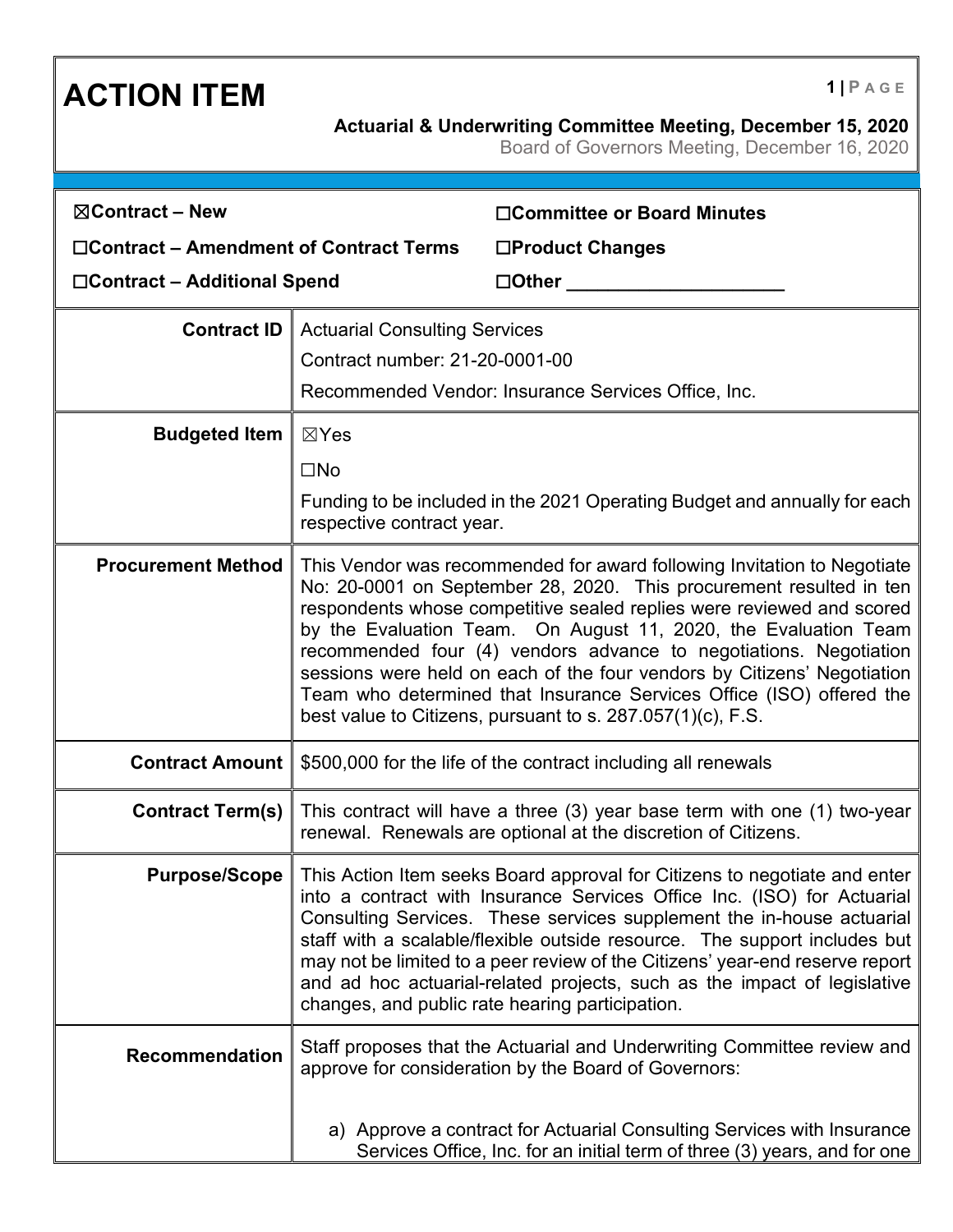# ACTION ITEM

**Actuarial & Underwriting Committee Meeting, December 15, 2020**

Board of Governors Meeting, December 16, 2020

| | |
|---|---|
| ☒**Contract – New** | ☐**Committee or Board Minutes** |
| ☐**Contract – Amendment of Contract Terms** | ☐**Product Changes** |
| ☐**Contract – Additional Spend** | ☐**Other** ____________________ |

| | |
|---|---|
| **Contract ID** | Actuarial Consulting Services<br>Contract number: 21-20-0001-00<br>Recommended Vendor: Insurance Services Office, Inc. |
| **Budgeted Item** | ☒Yes<br>☐No<br>Funding to be included in the 2021 Operating Budget and annually for each respective contract year. |
| **Procurement Method** | This Vendor was recommended for award following Invitation to Negotiate No: 20-0001 on September 28, 2020. This procurement resulted in ten respondents whose competitive sealed replies were reviewed and scored by the Evaluation Team. On August 11, 2020, the Evaluation Team recommended four (4) vendors advance to negotiations. Negotiation sessions were held on each of the four vendors by Citizens' Negotiation Team who determined that Insurance Services Office (ISO) offered the best value to Citizens, pursuant to s. 287.057(1)(c), F.S. |
| **Contract Amount** | $500,000 for the life of the contract including all renewals |
| **Contract Term(s)** | This contract will have a three (3) year base term with one (1) two-year renewal. Renewals are optional at the discretion of Citizens. |
| **Purpose/Scope** | This Action Item seeks Board approval for Citizens to negotiate and enter into a contract with Insurance Services Office Inc. (ISO) for Actuarial Consulting Services. These services supplement the in-house actuarial staff with a scalable/flexible outside resource. The support includes but may not be limited to a peer review of the Citizens' year-end reserve report and ad hoc actuarial-related projects, such as the impact of legislative changes, and public rate hearing participation. |
| **Recommendation** | Staff proposes that the Actuarial and Underwriting Committee review and approve for consideration by the Board of Governors:<br><br>a) Approve a contract for Actuarial Consulting Services with Insurance Services Office, Inc. for an initial term of three (3) years, and for one |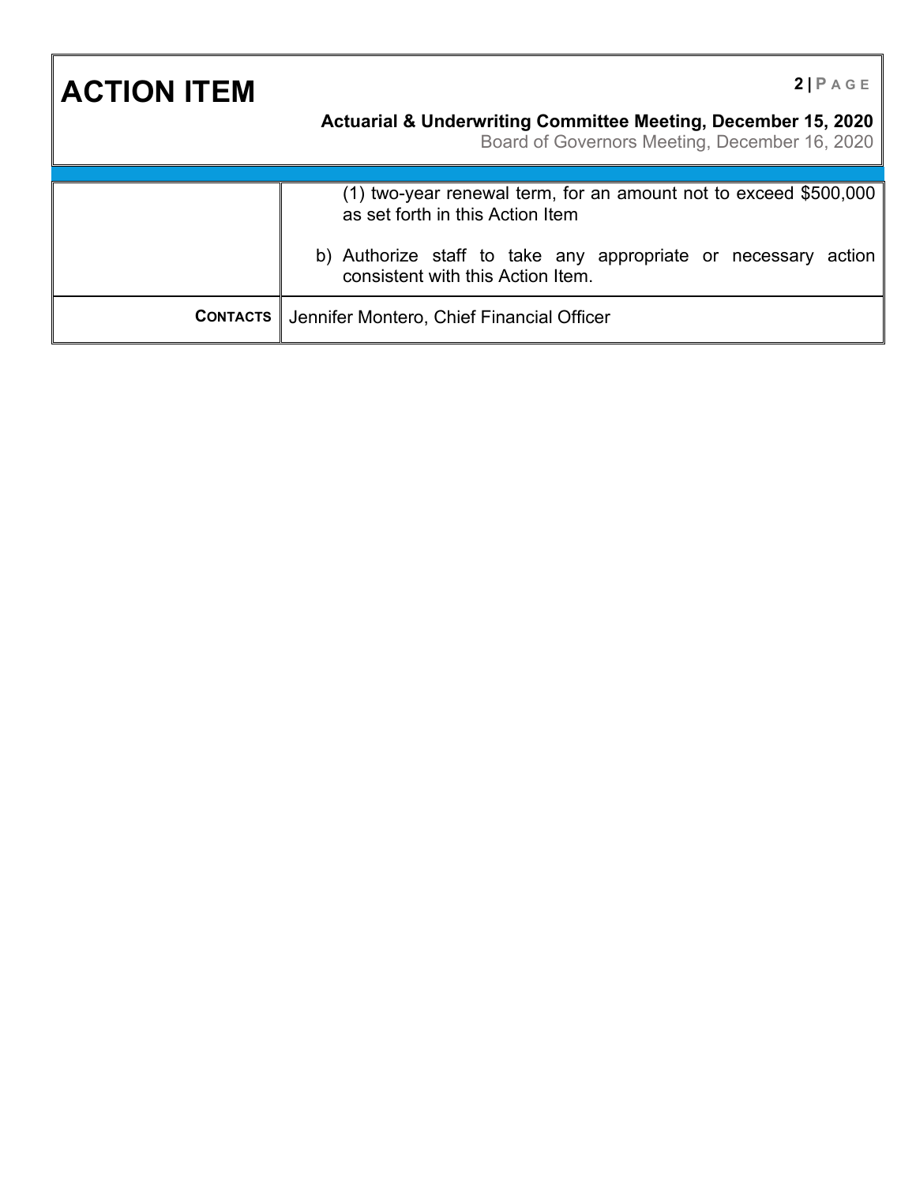| | |
|---|---|
| | (1) two-year renewal term, for an amount not to exceed $500,000 as set forth in this Action Item<br><br>b) Authorize staff to take any appropriate or necessary action consistent with this Action Item. |
| **CONTACTS** | Jennifer Montero, Chief Financial Officer |